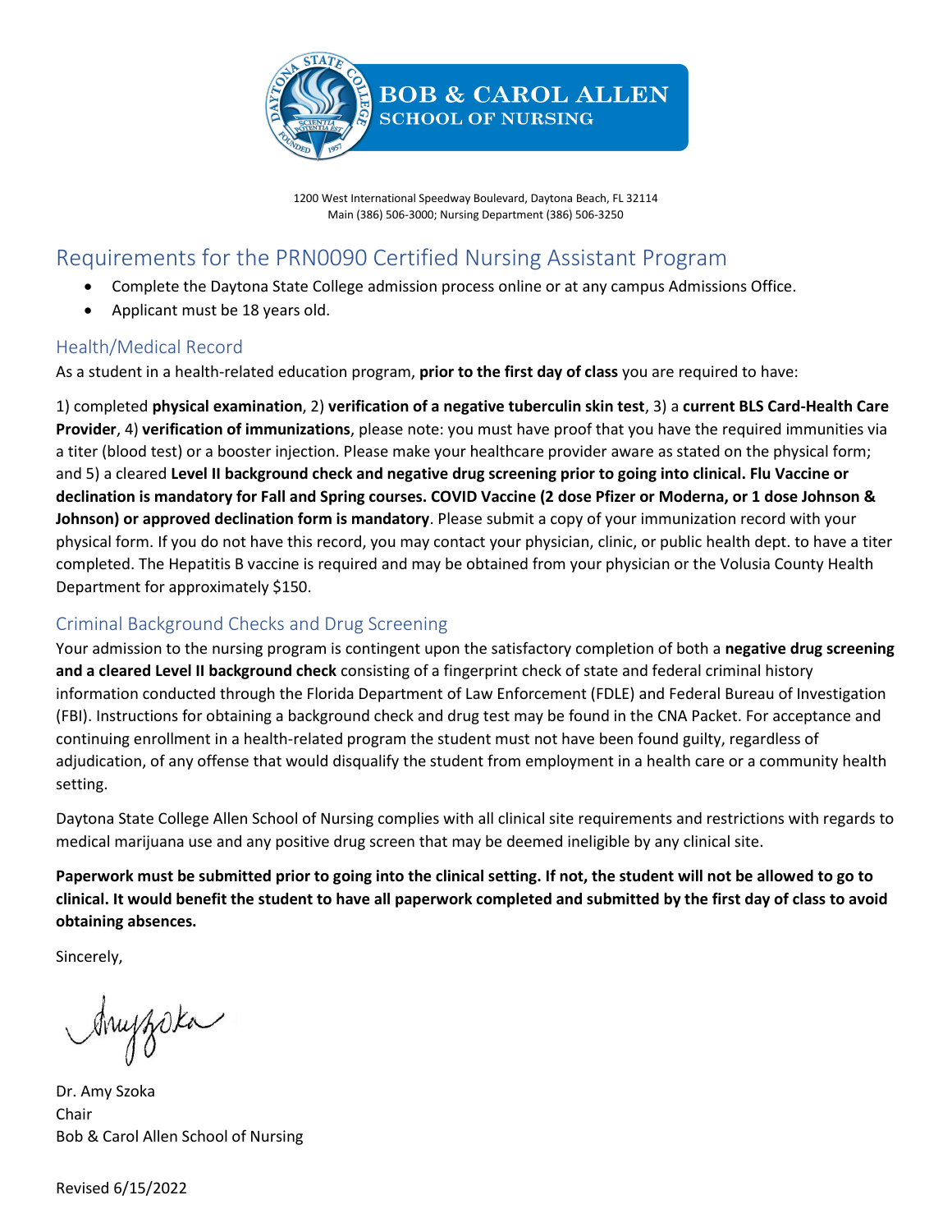**BOB & CAROL ALLEN**
**SCHOOL OF NURSING**

1200 West International Speedway Boulevard, Daytona Beach, FL 32114
Main (386) 506-3000; Nursing Department (386) 506-3250

# Requirements for the PRN0090 Certified Nursing Assistant Program

- Complete the Daytona State College admission process online or at any campus Admissions Office.
- Applicant must be 18 years old.

## Health/Medical Record

As a student in a health-related education program, **prior to the first day of class** you are required to have:

1) completed **physical examination**, 2) **verification of a negative tuberculin skin test**, 3) a **current BLS Card-Health Care Provider**, 4) **verification of immunizations**, please note: you must have proof that you have the required immunities via a titer (blood test) or a booster injection. Please make your healthcare provider aware as stated on the physical form; and 5) a cleared **Level II background check and negative drug screening prior to going into clinical. Flu Vaccine or declination is mandatory for Fall and Spring courses. COVID Vaccine (2 dose Pfizer or Moderna, or 1 dose Johnson & Johnson) or approved declination form is mandatory**. Please submit a copy of your immunization record with your physical form. If you do not have this record, you may contact your physician, clinic, or public health dept. to have a titer completed. The Hepatitis B vaccine is required and may be obtained from your physician or the Volusia County Health Department for approximately $150.

## Criminal Background Checks and Drug Screening

Your admission to the nursing program is contingent upon the satisfactory completion of both a **negative drug screening and a cleared Level II background check** consisting of a fingerprint check of state and federal criminal history information conducted through the Florida Department of Law Enforcement (FDLE) and Federal Bureau of Investigation (FBI). Instructions for obtaining a background check and drug test may be found in the CNA Packet. For acceptance and continuing enrollment in a health-related program the student must not have been found guilty, regardless of adjudication, of any offense that would disqualify the student from employment in a health care or a community health setting.

Daytona State College Allen School of Nursing complies with all clinical site requirements and restrictions with regards to medical marijuana use and any positive drug screen that may be deemed ineligible by any clinical site.

**Paperwork must be submitted prior to going into the clinical setting. If not, the student will not be allowed to go to clinical. It would benefit the student to have all paperwork completed and submitted by the first day of class to avoid obtaining absences.**

Sincerely,

Dr. Amy Szoka
Chair
Bob & Carol Allen School of Nursing

Revised 6/15/2022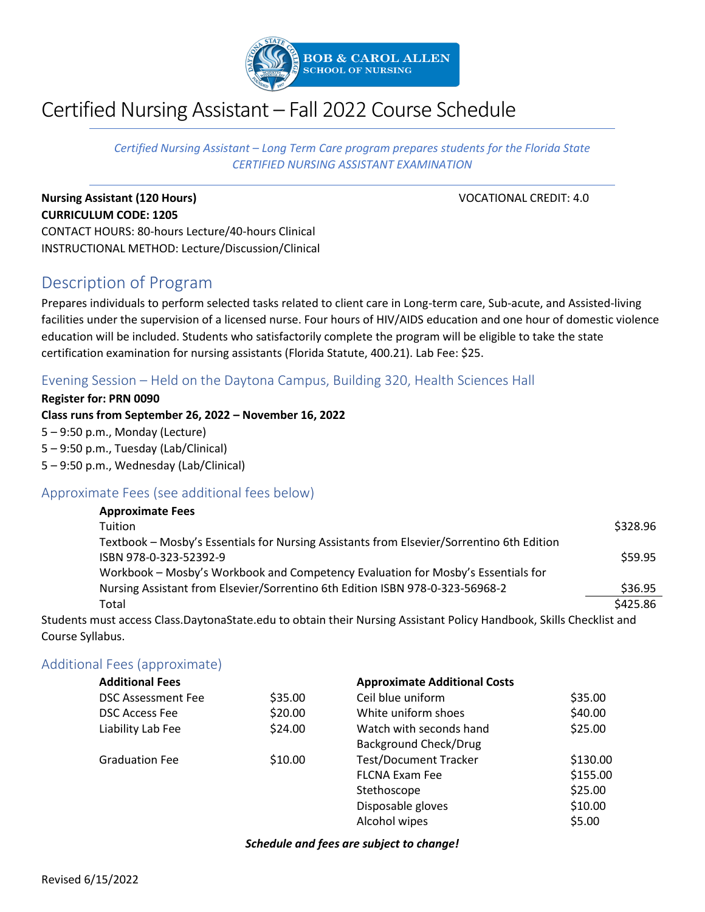# Certified Nursing Assistant – Fall 2022 Course Schedule

*Certified Nursing Assistant – Long Term Care program prepares students for the Florida State CERTIFIED NURSING ASSISTANT EXAMINATION*

**Nursing Assistant (120 Hours)** VOCATIONAL CREDIT: 4.0
**CURRICULUM CODE: 1205**
CONTACT HOURS: 80-hours Lecture/40-hours Clinical
INSTRUCTIONAL METHOD: Lecture/Discussion/Clinical

## Description of Program

Prepares individuals to perform selected tasks related to client care in Long-term care, Sub-acute, and Assisted-living facilities under the supervision of a licensed nurse. Four hours of HIV/AIDS education and one hour of domestic violence education will be included. Students who satisfactorily complete the program will be eligible to take the state certification examination for nursing assistants (Florida Statute, 400.21). Lab Fee: $25.

### Evening Session – Held on the Daytona Campus, Building 320, Health Sciences Hall

**Register for: PRN 0090**
**Class runs from September 26, 2022 – November 16, 2022**
5 – 9:50 p.m., Monday (Lecture)
5 – 9:50 p.m., Tuesday (Lab/Clinical)
5 – 9:50 p.m., Wednesday (Lab/Clinical)

### Approximate Fees (see additional fees below)

| **Approximate Fees** | |
|---|---|
| Tuition | $328.96 |
| Textbook – Mosby's Essentials for Nursing Assistants from Elsevier/Sorrentino 6th Edition ISBN 978-0-323-52392-9 | $59.95 |
| Workbook – Mosby's Workbook and Competency Evaluation for Mosby's Essentials for Nursing Assistant from Elsevier/Sorrentino 6th Edition ISBN 978-0-323-56968-2 | $36.95 |
| Total | $425.86 |

Students must access Class.DaytonaState.edu to obtain their Nursing Assistant Policy Handbook, Skills Checklist and Course Syllabus.

### Additional Fees (approximate)

| **Additional Fees** | | **Approximate Additional Costs** | |
|---|---|---|---|
| DSC Assessment Fee | $35.00 | Ceil blue uniform | $35.00 |
| DSC Access Fee | $20.00 | White uniform shoes | $40.00 |
| Liability Lab Fee | $24.00 | Watch with seconds hand | $25.00 |
| Graduation Fee | $10.00 | Background Check/Drug Test/Document Tracker | $130.00 |
| | | FLCNA Exam Fee | $155.00 |
| | | Stethoscope | $25.00 |
| | | Disposable gloves | $10.00 |
| | | Alcohol wipes | $5.00 |

***Schedule and fees are subject to change!***

Revised 6/15/2022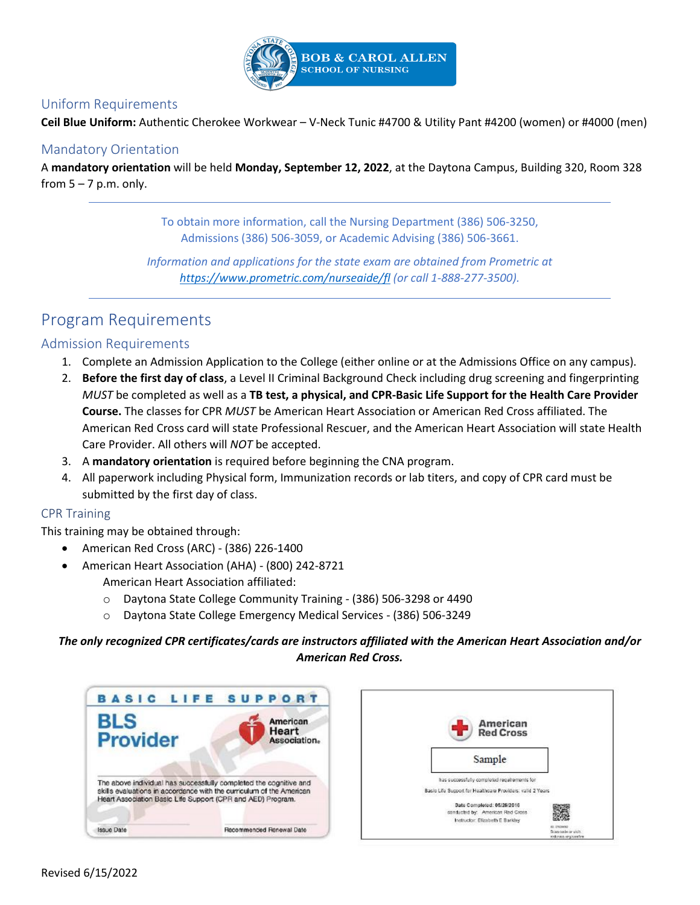## Uniform Requirements

**Ceil Blue Uniform:** Authentic Cherokee Workwear – V-Neck Tunic #4700 & Utility Pant #4200 (women) or #4000 (men)

## Mandatory Orientation

A **mandatory orientation** will be held **Monday, September 12, 2022**, at the Daytona Campus, Building 320, Room 328 from 5 – 7 p.m. only.

---

To obtain more information, call the Nursing Department (386) 506-3250, Admissions (386) 506-3059, or Academic Advising (386) 506-3661.

*Information and applications for the state exam are obtained from Prometric at https://www.prometric.com/nurseaide/fl (or call 1-888-277-3500).*

---

# Program Requirements

## Admission Requirements

1. Complete an Admission Application to the College (either online or at the Admissions Office on any campus).
2. **Before the first day of class**, a Level II Criminal Background Check including drug screening and fingerprinting *MUST* be completed as well as a **TB test, a physical, and CPR-Basic Life Support for the Health Care Provider Course.** The classes for CPR *MUST* be American Heart Association or American Red Cross affiliated. The American Red Cross card will state Professional Rescuer, and the American Heart Association will state Health Care Provider. All others will *NOT* be accepted.
3. A **mandatory orientation** is required before beginning the CNA program.
4. All paperwork including Physical form, Immunization records or lab titers, and copy of CPR card must be submitted by the first day of class.

## CPR Training

This training may be obtained through:

- American Red Cross (ARC) - (386) 226-1400
- American Heart Association (AHA) - (800) 242-8721
  
  American Heart Association affiliated:
  - Daytona State College Community Training - (386) 506-3298 or 4490
  - Daytona State College Emergency Medical Services - (386) 506-3249

***The only recognized CPR certificates/cards are instructors affiliated with the American Heart Association and/or American Red Cross.***

Revised 6/15/2022